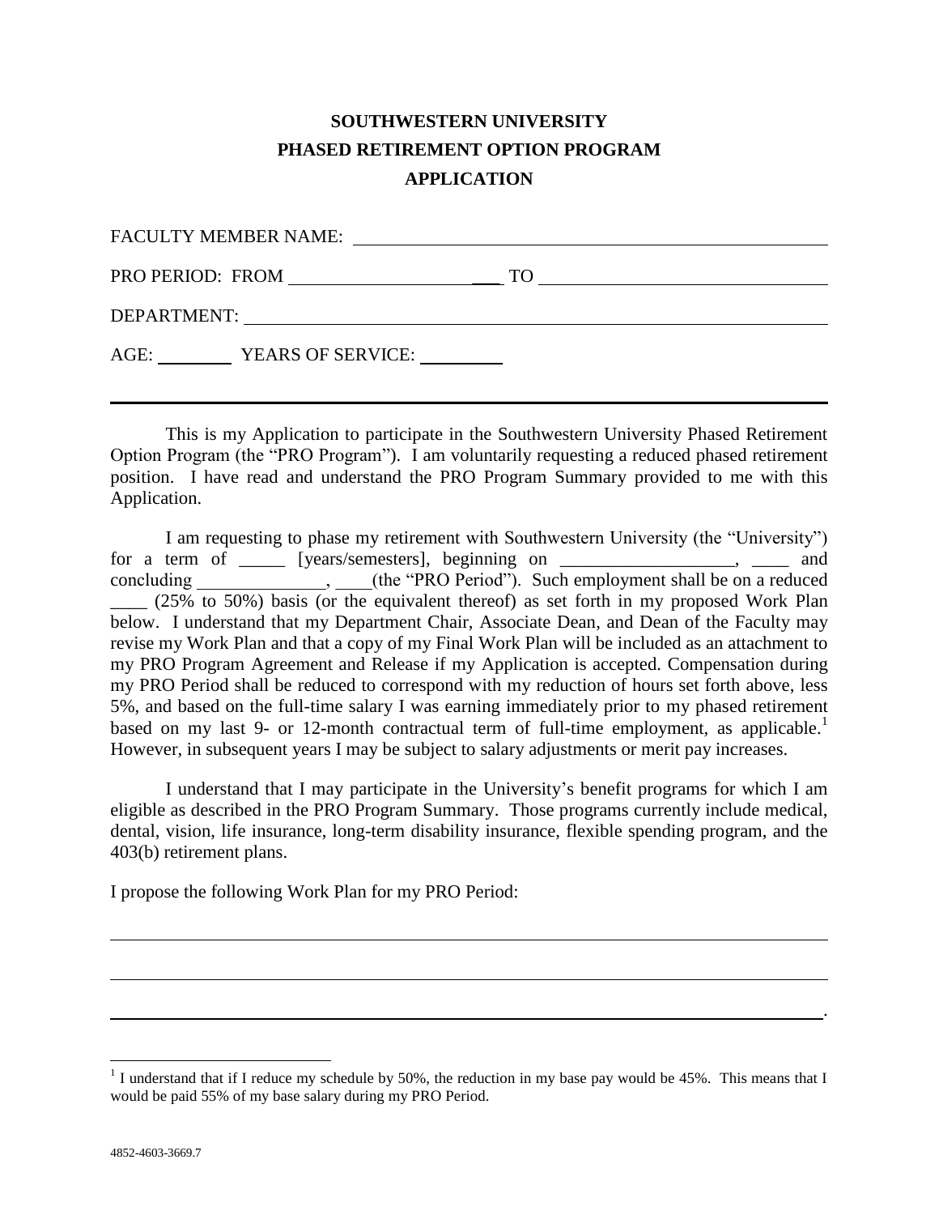# SOUTHWESTERN UNIVERSITY
## PHASED RETIREMENT OPTION PROGRAM
## APPLICATION

FACULTY MEMBER NAME: ____________________________________________

PRO PERIOD: FROM ______________________ TO ________________________

DEPARTMENT: ____________________________________________________

AGE: ________ YEARS OF SERVICE: _________

---

This is my Application to participate in the Southwestern University Phased Retirement Option Program (the "PRO Program"). I am voluntarily requesting a reduced phased retirement position. I have read and understand the PRO Program Summary provided to me with this Application.

I am requesting to phase my retirement with Southwestern University (the "University") for a term of _____ [years/semesters], beginning on __________________, ____ and concluding ______________, ____(the "PRO Period"). Such employment shall be on a reduced ____ (25% to 50%) basis (or the equivalent thereof) as set forth in my proposed Work Plan below. I understand that my Department Chair, Associate Dean, and Dean of the Faculty may revise my Work Plan and that a copy of my Final Work Plan will be included as an attachment to my PRO Program Agreement and Release if my Application is accepted. Compensation during my PRO Period shall be reduced to correspond with my reduction of hours set forth above, less 5%, and based on the full-time salary I was earning immediately prior to my phased retirement based on my last 9- or 12-month contractual term of full-time employment, as applicable.[1] However, in subsequent years I may be subject to salary adjustments or merit pay increases.

I understand that I may participate in the University's benefit programs for which I am eligible as described in the PRO Program Summary. Those programs currently include medical, dental, vision, life insurance, long-term disability insurance, flexible spending program, and the 403(b) retirement plans.

I propose the following Work Plan for my PRO Period:

_______________________________________________________________________

_______________________________________________________________________

_______________________________________________________________________.

---

[1] I understand that if I reduce my schedule by 50%, the reduction in my base pay would be 45%. This means that I would be paid 55% of my base salary during my PRO Period.

4852-4603-3669.7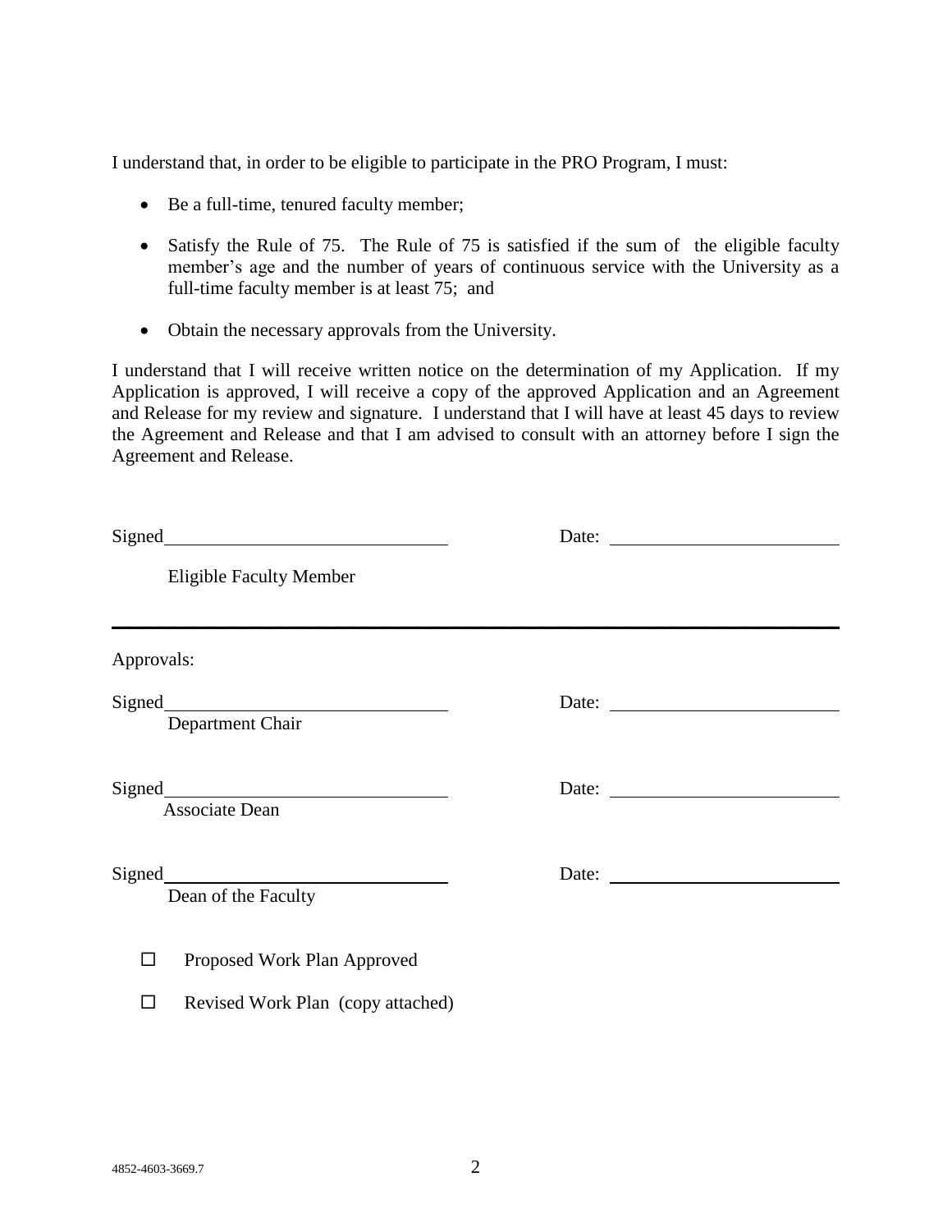I understand that, in order to be eligible to participate in the PRO Program, I must:

- Be a full-time, tenured faculty member;
- Satisfy the Rule of 75. The Rule of 75 is satisfied if the sum of the eligible faculty member's age and the number of years of continuous service with the University as a full-time faculty member is at least 75; and
- Obtain the necessary approvals from the University.

I understand that I will receive written notice on the determination of my Application. If my Application is approved, I will receive a copy of the approved Application and an Agreement and Release for my review and signature. I understand that I will have at least 45 days to review the Agreement and Release and that I am advised to consult with an attorney before I sign the Agreement and Release.

Signed\_\_\_\_\_\_\_\_\_\_\_\_\_\_\_\_\_\_\_\_\_\_\_\_\_\_\_\_\_\_ Date: \_\_\_\_\_\_\_\_\_\_\_\_\_\_\_\_\_\_\_\_\_\_\_\_\_

Eligible Faculty Member

---

Approvals:

Signed\_\_\_\_\_\_\_\_\_\_\_\_\_\_\_\_\_\_\_\_\_\_\_\_\_\_\_\_\_\_ Date: \_\_\_\_\_\_\_\_\_\_\_\_\_\_\_\_\_\_\_\_\_\_\_\_\_
Department Chair

Signed\_\_\_\_\_\_\_\_\_\_\_\_\_\_\_\_\_\_\_\_\_\_\_\_\_\_\_\_\_\_ Date: \_\_\_\_\_\_\_\_\_\_\_\_\_\_\_\_\_\_\_\_\_\_\_\_\_
Associate Dean

Signed\_\_\_\_\_\_\_\_\_\_\_\_\_\_\_\_\_\_\_\_\_\_\_\_\_\_\_\_\_\_ Date: \_\_\_\_\_\_\_\_\_\_\_\_\_\_\_\_\_\_\_\_\_\_\_\_\_
Dean of the Faculty

☐ Proposed Work Plan Approved

☐ Revised Work Plan (copy attached)

4852-4603-3669.7